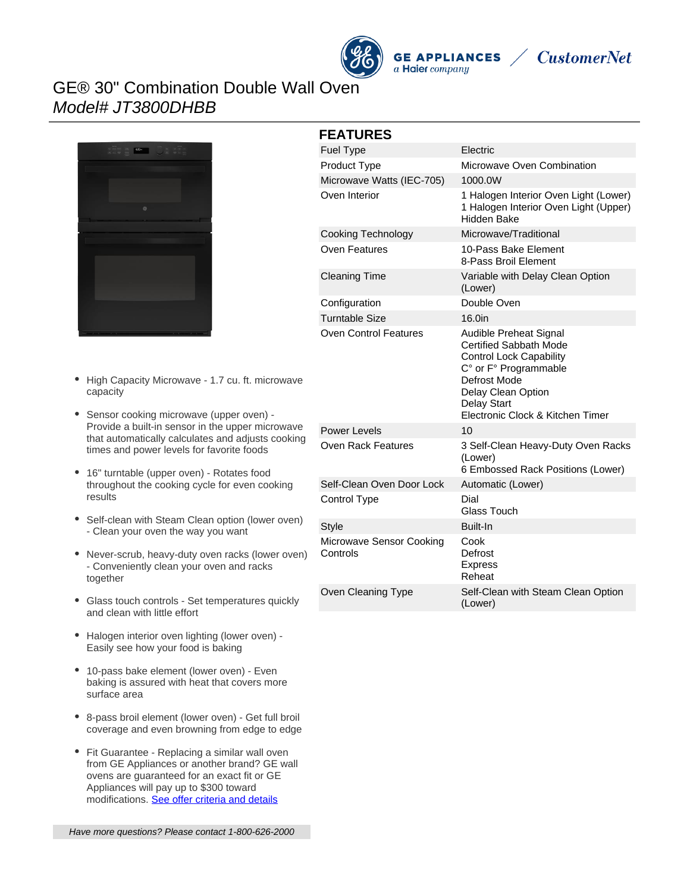GE APPLIANCES
a Haier company
CustomerNet

# GE® 30" Combination Double Wall Oven
*Model# JT3800DHBB*

- High Capacity Microwave - 1.7 cu. ft. microwave capacity
- Sensor cooking microwave (upper oven) - Provide a built-in sensor in the upper microwave that automatically calculates and adjusts cooking times and power levels for favorite foods
- 16" turntable (upper oven) - Rotates food throughout the cooking cycle for even cooking results
- Self-clean with Steam Clean option (lower oven) - Clean your oven the way you want
- Never-scrub, heavy-duty oven racks (lower oven) - Conveniently clean your oven and racks together
- Glass touch controls - Set temperatures quickly and clean with little effort
- Halogen interior oven lighting (lower oven) - Easily see how your food is baking
- 10-pass bake element (lower oven) - Even baking is assured with heat that covers more surface area
- 8-pass broil element (lower oven) - Get full broil coverage and even browning from edge to edge
- Fit Guarantee - Replacing a similar wall oven from GE Appliances or another brand? GE wall ovens are guaranteed for an exact fit or GE Appliances will pay up to $300 toward modifications. [See offer criteria and details]

*Have more questions? Please contact 1-800-626-2000*

## FEATURES

| | |
|---|---|
| Fuel Type | Electric |
| Product Type | Microwave Oven Combination |
| Microwave Watts (IEC-705) | 1000.0W |
| Oven Interior | 1 Halogen Interior Oven Light (Lower)<br>1 Halogen Interior Oven Light (Upper)<br>Hidden Bake |
| Cooking Technology | Microwave/Traditional |
| Oven Features | 10-Pass Bake Element<br>8-Pass Broil Element |
| Cleaning Time | Variable with Delay Clean Option (Lower) |
| Configuration | Double Oven |
| Turntable Size | 16.0in |
| Oven Control Features | Audible Preheat Signal<br>Certified Sabbath Mode<br>Control Lock Capability<br>C° or F° Programmable<br>Defrost Mode<br>Delay Clean Option<br>Delay Start<br>Electronic Clock & Kitchen Timer |
| Power Levels | 10 |
| Oven Rack Features | 3 Self-Clean Heavy-Duty Oven Racks (Lower)<br>6 Embossed Rack Positions (Lower) |
| Self-Clean Oven Door Lock | Automatic (Lower) |
| Control Type | Dial<br>Glass Touch |
| Style | Built-In |
| Microwave Sensor Cooking Controls | Cook<br>Defrost<br>Express<br>Reheat |
| Oven Cleaning Type | Self-Clean with Steam Clean Option (Lower) |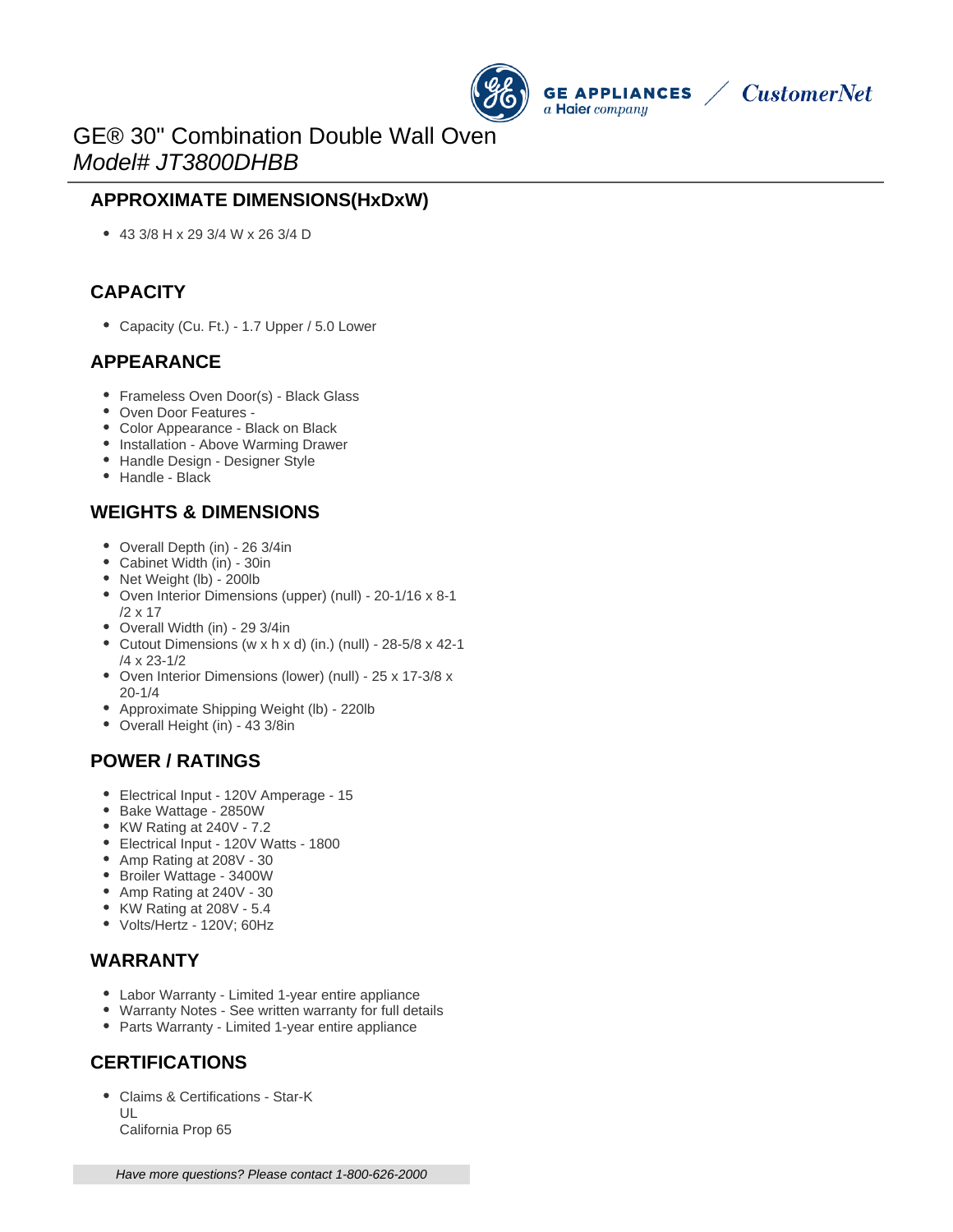# GE® 30" Combination Double Wall Oven

*Model# JT3800DHBB*

## APPROXIMATE DIMENSIONS(HxDxW)

- 43 3/8 H x 29 3/4 W x 26 3/4 D

## CAPACITY

- Capacity (Cu. Ft.) - 1.7 Upper / 5.0 Lower

## APPEARANCE

- Frameless Oven Door(s) - Black Glass
- Oven Door Features -
- Color Appearance - Black on Black
- Installation - Above Warming Drawer
- Handle Design - Designer Style
- Handle - Black

## WEIGHTS & DIMENSIONS

- Overall Depth (in) - 26 3/4in
- Cabinet Width (in) - 30in
- Net Weight (lb) - 200lb
- Oven Interior Dimensions (upper) (null) - 20-1/16 x 8-1/2 x 17
- Overall Width (in) - 29 3/4in
- Cutout Dimensions (w x h x d) (in.) (null) - 28-5/8 x 42-1/4 x 23-1/2
- Oven Interior Dimensions (lower) (null) - 25 x 17-3/8 x 20-1/4
- Approximate Shipping Weight (lb) - 220lb
- Overall Height (in) - 43 3/8in

## POWER / RATINGS

- Electrical Input - 120V Amperage - 15
- Bake Wattage - 2850W
- KW Rating at 240V - 7.2
- Electrical Input - 120V Watts - 1800
- Amp Rating at 208V - 30
- Broiler Wattage - 3400W
- Amp Rating at 240V - 30
- KW Rating at 208V - 5.4
- Volts/Hertz - 120V; 60Hz

## WARRANTY

- Labor Warranty - Limited 1-year entire appliance
- Warranty Notes - See written warranty for full details
- Parts Warranty - Limited 1-year entire appliance

## CERTIFICATIONS

- Claims & Certifications - Star-K
  UL
  California Prop 65

*Have more questions? Please contact 1-800-626-2000*